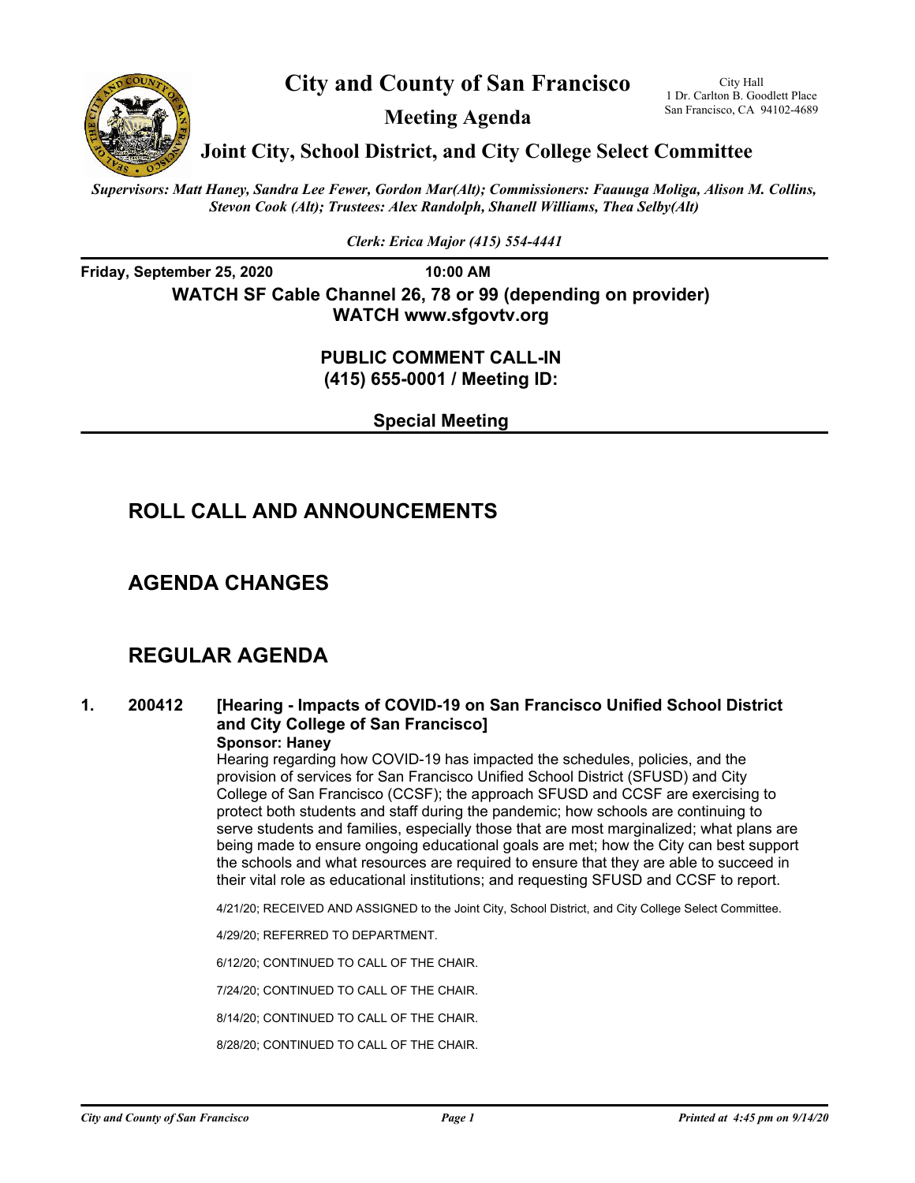# City and County of San Francisco

City Hall
1 Dr. Carlton B. Goodlett Place
San Francisco, CA 94102-4689

## Meeting Agenda

## Joint City, School District, and City College Select Committee

*Supervisors: Matt Haney, Sandra Lee Fewer, Gordon Mar(Alt); Commissioners: Faauuga Moliga, Alison M. Collins, Stevon Cook (Alt); Trustees: Alex Randolph, Shanell Williams, Thea Selby(Alt)*

*Clerk: Erica Major (415) 554-4441*

**Friday, September 25, 2020 10:00 AM**

**WATCH SF Cable Channel 26, 78 or 99 (depending on provider)**
**WATCH www.sfgovtv.org**

**PUBLIC COMMENT CALL-IN**
**(415) 655-0001 / Meeting ID:**

**Special Meeting**

## ROLL CALL AND ANNOUNCEMENTS

## AGENDA CHANGES

## REGULAR AGENDA

**1. 200412 [Hearing - Impacts of COVID-19 on San Francisco Unified School District and City College of San Francisco]**

**Sponsor: Haney**

Hearing regarding how COVID-19 has impacted the schedules, policies, and the provision of services for San Francisco Unified School District (SFUSD) and City College of San Francisco (CCSF); the approach SFUSD and CCSF are exercising to protect both students and staff during the pandemic; how schools are continuing to serve students and families, especially those that are most marginalized; what plans are being made to ensure ongoing educational goals are met; how the City can best support the schools and what resources are required to ensure that they are able to succeed in their vital role as educational institutions; and requesting SFUSD and CCSF to report.

4/21/20; RECEIVED AND ASSIGNED to the Joint City, School District, and City College Select Committee.

4/29/20; REFERRED TO DEPARTMENT.

6/12/20; CONTINUED TO CALL OF THE CHAIR.

7/24/20; CONTINUED TO CALL OF THE CHAIR.

8/14/20; CONTINUED TO CALL OF THE CHAIR.

8/28/20; CONTINUED TO CALL OF THE CHAIR.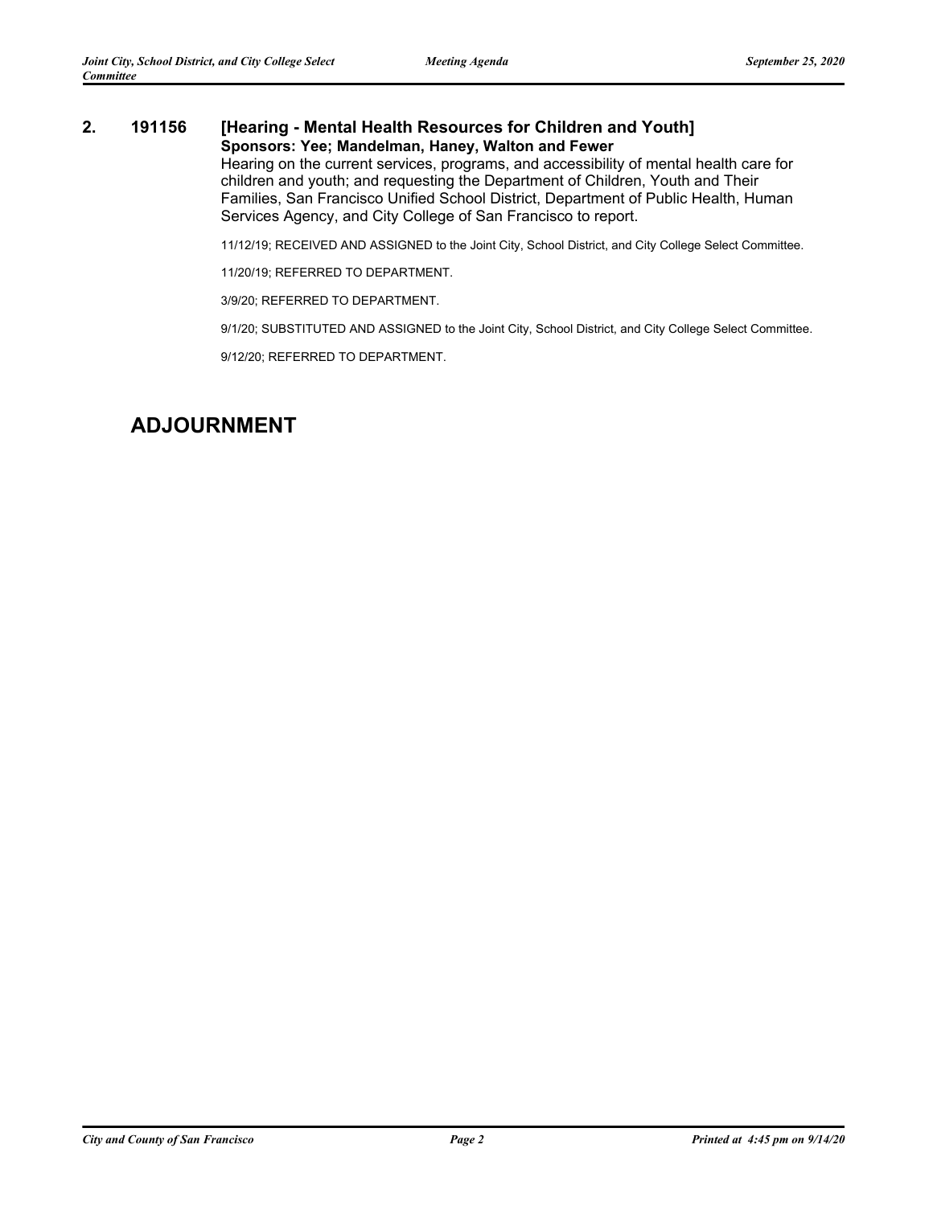**2. 191156 [Hearing - Mental Health Resources for Children and Youth]**

**Sponsors: Yee; Mandelman, Haney, Walton and Fewer**

Hearing on the current services, programs, and accessibility of mental health care for children and youth; and requesting the Department of Children, Youth and Their Families, San Francisco Unified School District, Department of Public Health, Human Services Agency, and City College of San Francisco to report.

11/12/19; RECEIVED AND ASSIGNED to the Joint City, School District, and City College Select Committee.

11/20/19; REFERRED TO DEPARTMENT.

3/9/20; REFERRED TO DEPARTMENT.

9/1/20; SUBSTITUTED AND ASSIGNED to the Joint City, School District, and City College Select Committee.

9/12/20; REFERRED TO DEPARTMENT.

# ADJOURNMENT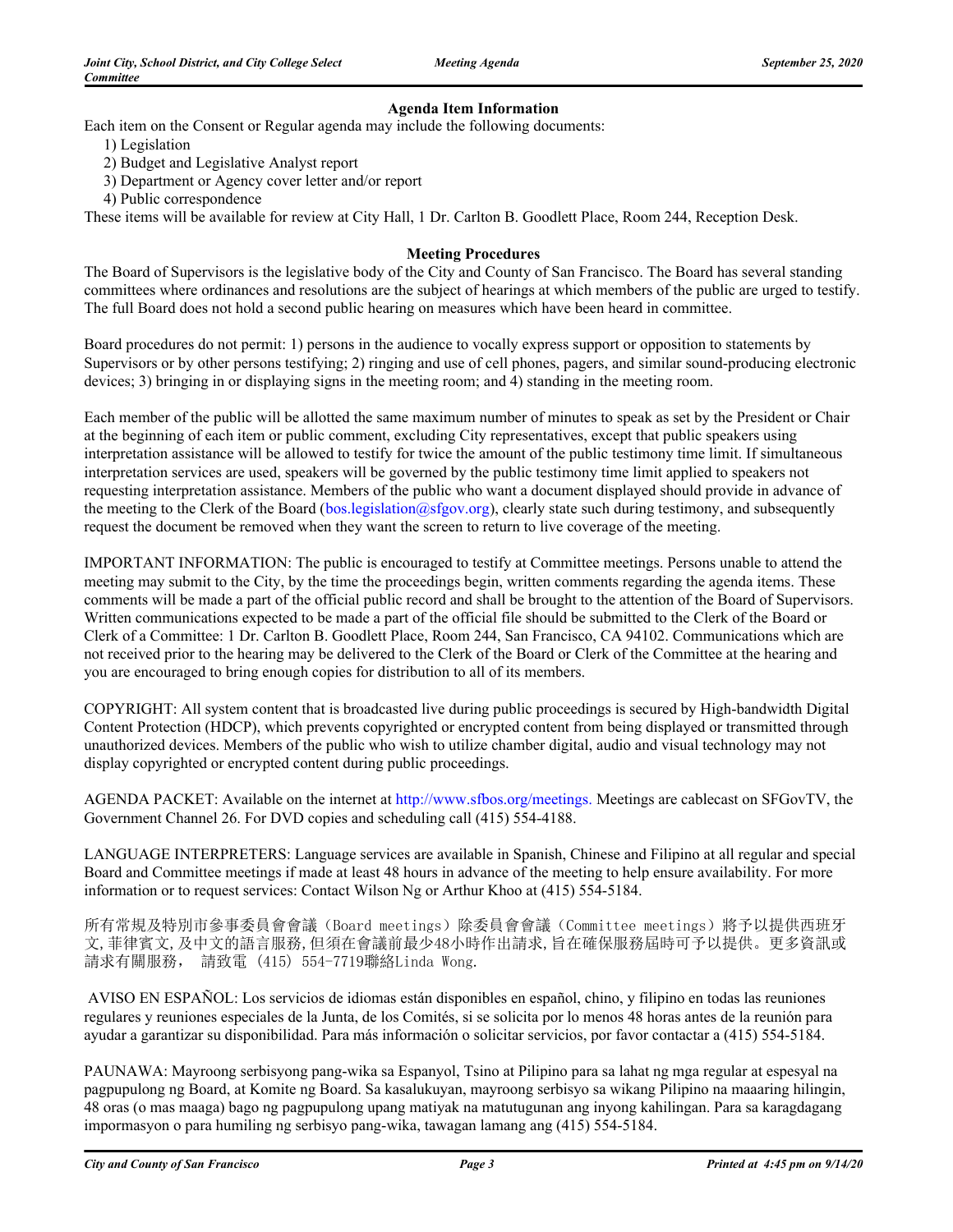## Agenda Item Information

Each item on the Consent or Regular agenda may include the following documents:

1) Legislation
2) Budget and Legislative Analyst report
3) Department or Agency cover letter and/or report
4) Public correspondence

These items will be available for review at City Hall, 1 Dr. Carlton B. Goodlett Place, Room 244, Reception Desk.

## Meeting Procedures

The Board of Supervisors is the legislative body of the City and County of San Francisco. The Board has several standing committees where ordinances and resolutions are the subject of hearings at which members of the public are urged to testify. The full Board does not hold a second public hearing on measures which have been heard in committee.

Board procedures do not permit: 1) persons in the audience to vocally express support or opposition to statements by Supervisors or by other persons testifying; 2) ringing and use of cell phones, pagers, and similar sound-producing electronic devices; 3) bringing in or displaying signs in the meeting room; and 4) standing in the meeting room.

Each member of the public will be allotted the same maximum number of minutes to speak as set by the President or Chair at the beginning of each item or public comment, excluding City representatives, except that public speakers using interpretation assistance will be allowed to testify for twice the amount of the public testimony time limit. If simultaneous interpretation services are used, speakers will be governed by the public testimony time limit applied to speakers not requesting interpretation assistance. Members of the public who want a document displayed should provide in advance of the meeting to the Clerk of the Board (bos.legislation@sfgov.org), clearly state such during testimony, and subsequently request the document be removed when they want the screen to return to live coverage of the meeting.

IMPORTANT INFORMATION: The public is encouraged to testify at Committee meetings. Persons unable to attend the meeting may submit to the City, by the time the proceedings begin, written comments regarding the agenda items. These comments will be made a part of the official public record and shall be brought to the attention of the Board of Supervisors. Written communications expected to be made a part of the official file should be submitted to the Clerk of the Board or Clerk of a Committee: 1 Dr. Carlton B. Goodlett Place, Room 244, San Francisco, CA 94102. Communications which are not received prior to the hearing may be delivered to the Clerk of the Board or Clerk of the Committee at the hearing and you are encouraged to bring enough copies for distribution to all of its members.

COPYRIGHT: All system content that is broadcasted live during public proceedings is secured by High-bandwidth Digital Content Protection (HDCP), which prevents copyrighted or encrypted content from being displayed or transmitted through unauthorized devices. Members of the public who wish to utilize chamber digital, audio and visual technology may not display copyrighted or encrypted content during public proceedings.

AGENDA PACKET: Available on the internet at http://www.sfbos.org/meetings. Meetings are cablecast on SFGovTV, the Government Channel 26. For DVD copies and scheduling call (415) 554-4188.

LANGUAGE INTERPRETERS: Language services are available in Spanish, Chinese and Filipino at all regular and special Board and Committee meetings if made at least 48 hours in advance of the meeting to help ensure availability. For more information or to request services: Contact Wilson Ng or Arthur Khoo at (415) 554-5184.

所有常規及特別市參事委員會會議（Board meetings）除委員會會議（Committee meetings）將予以提供西班牙文,菲律賓文,及中文的語言服務,但須在會議前最少48小時作出請求,旨在確保服務屆時可予以提供。更多資訊或請求有關服務，　請致電 (415) 554-7719聯絡Linda Wong.

AVISO EN ESPAÑOL: Los servicios de idiomas están disponibles en español, chino, y filipino en todas las reuniones regulares y reuniones especiales de la Junta, de los Comités, si se solicita por lo menos 48 horas antes de la reunión para ayudar a garantizar su disponibilidad. Para más información o solicitar servicios, por favor contactar a (415) 554-5184.

PAUNAWA: Mayroong serbisyong pang-wika sa Espanyol, Tsino at Pilipino para sa lahat ng mga regular at espesyal na pagpupulong ng Board, at Komite ng Board. Sa kasalukuyan, mayroong serbisyo sa wikang Pilipino na maaaring hilingin, 48 oras (o mas maaga) bago ng pagpupulong upang matiyak na matutugunan ang inyong kahilingan. Para sa karagdagang impormasyon o para humiling ng serbisyo pang-wika, tawagan lamang ang (415) 554-5184.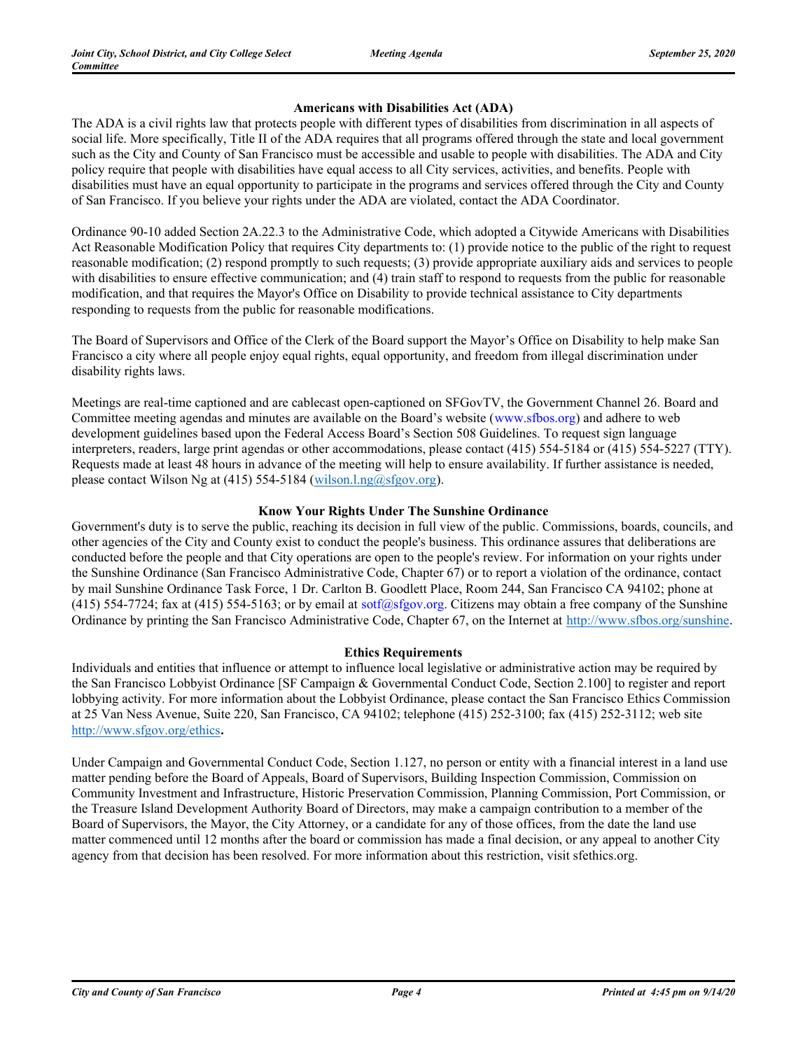### Americans with Disabilities Act (ADA)

The ADA is a civil rights law that protects people with different types of disabilities from discrimination in all aspects of social life. More specifically, Title II of the ADA requires that all programs offered through the state and local government such as the City and County of San Francisco must be accessible and usable to people with disabilities. The ADA and City policy require that people with disabilities have equal access to all City services, activities, and benefits. People with disabilities must have an equal opportunity to participate in the programs and services offered through the City and County of San Francisco. If you believe your rights under the ADA are violated, contact the ADA Coordinator.

Ordinance 90-10 added Section 2A.22.3 to the Administrative Code, which adopted a Citywide Americans with Disabilities Act Reasonable Modification Policy that requires City departments to: (1) provide notice to the public of the right to request reasonable modification; (2) respond promptly to such requests; (3) provide appropriate auxiliary aids and services to people with disabilities to ensure effective communication; and (4) train staff to respond to requests from the public for reasonable modification, and that requires the Mayor's Office on Disability to provide technical assistance to City departments responding to requests from the public for reasonable modifications.

The Board of Supervisors and Office of the Clerk of the Board support the Mayor's Office on Disability to help make San Francisco a city where all people enjoy equal rights, equal opportunity, and freedom from illegal discrimination under disability rights laws.

Meetings are real-time captioned and are cablecast open-captioned on SFGovTV, the Government Channel 26. Board and Committee meeting agendas and minutes are available on the Board's website (www.sfbos.org) and adhere to web development guidelines based upon the Federal Access Board's Section 508 Guidelines. To request sign language interpreters, readers, large print agendas or other accommodations, please contact (415) 554-5184 or (415) 554-5227 (TTY). Requests made at least 48 hours in advance of the meeting will help to ensure availability. If further assistance is needed, please contact Wilson Ng at (415) 554-5184 (wilson.l.ng@sfgov.org).

### Know Your Rights Under The Sunshine Ordinance

Government's duty is to serve the public, reaching its decision in full view of the public. Commissions, boards, councils, and other agencies of the City and County exist to conduct the people's business. This ordinance assures that deliberations are conducted before the people and that City operations are open to the people's review. For information on your rights under the Sunshine Ordinance (San Francisco Administrative Code, Chapter 67) or to report a violation of the ordinance, contact by mail Sunshine Ordinance Task Force, 1 Dr. Carlton B. Goodlett Place, Room 244, San Francisco CA 94102; phone at (415) 554-7724; fax at (415) 554-5163; or by email at sotf@sfgov.org. Citizens may obtain a free company of the Sunshine Ordinance by printing the San Francisco Administrative Code, Chapter 67, on the Internet at http://www.sfbos.org/sunshine.

### Ethics Requirements

Individuals and entities that influence or attempt to influence local legislative or administrative action may be required by the San Francisco Lobbyist Ordinance [SF Campaign & Governmental Conduct Code, Section 2.100] to register and report lobbying activity. For more information about the Lobbyist Ordinance, please contact the San Francisco Ethics Commission at 25 Van Ness Avenue, Suite 220, San Francisco, CA 94102; telephone (415) 252-3100; fax (415) 252-3112; web site http://www.sfgov.org/ethics.

Under Campaign and Governmental Conduct Code, Section 1.127, no person or entity with a financial interest in a land use matter pending before the Board of Appeals, Board of Supervisors, Building Inspection Commission, Commission on Community Investment and Infrastructure, Historic Preservation Commission, Planning Commission, Port Commission, or the Treasure Island Development Authority Board of Directors, may make a campaign contribution to a member of the Board of Supervisors, the Mayor, the City Attorney, or a candidate for any of those offices, from the date the land use matter commenced until 12 months after the board or commission has made a final decision, or any appeal to another City agency from that decision has been resolved. For more information about this restriction, visit sfethics.org.